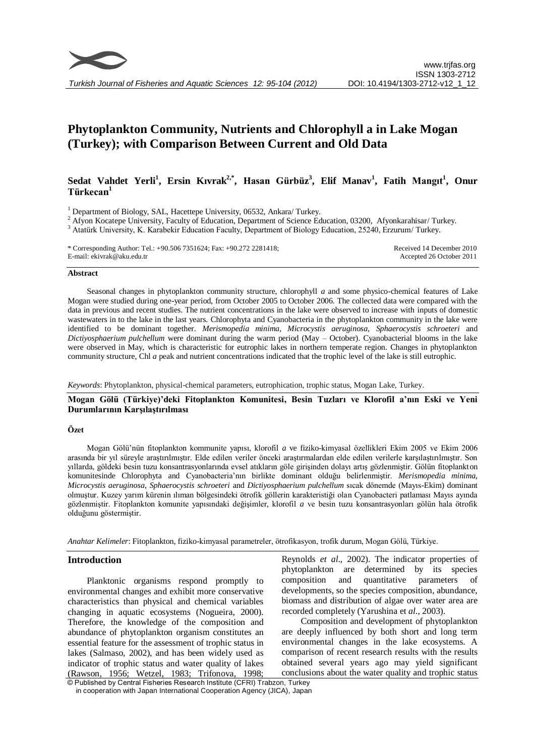# Phytoplankton Community, Nutrients and Chlorophyll a in Lake Mogan (Turkey); with Comparison Between Current and Old Data

**Sedat Vahdet Yerli[1], Ersin Kıvrak[2,*], Hasan Gürbüz[3], Elif Manav[1], Fatih Mangıt[1], Onur Türkecan[1]**

[1] Department of Biology, SAL, Hacettepe University, 06532, Ankara/ Turkey.
[2] Afyon Kocatepe University, Faculty of Education, Department of Science Education, 03200, Afyonkarahisar/ Turkey.
[3] Atatürk University, K. Karabekir Education Faculty, Department of Biology Education, 25240, Erzurum/ Turkey.

\* Corresponding Author: Tel.: +90.506 7351624; Fax: +90.272 2281418;
E-mail: ekivrak@aku.edu.tr

Received 14 December 2010
Accepted 26 October 2011

## Abstract

Seasonal changes in phytoplankton community structure, chlorophyll *a* and some physico-chemical features of Lake Mogan were studied during one-year period, from October 2005 to October 2006. The collected data were compared with the data in previous and recent studies. The nutrient concentrations in the lake were observed to increase with inputs of domestic wastewaters in to the lake in the last years. Chlorophyta and Cyanobacteria in the phytoplankton community in the lake were identified to be dominant together. *Merismopedia minima*, *Microcystis aeruginosa*, *Sphaerocystis schroeteri* and *Dictiyosphaerium pulchellum* were dominant during the warm period (May – October). Cyanobacterial blooms in the lake were observed in May, which is characteristic for eutrophic lakes in northern temperate region. Changes in phytoplankton community structure, Chl *a* peak and nutrient concentrations indicated that the trophic level of the lake is still eutrophic.

*Keywords*: Phytoplankton, physical-chemical parameters, eutrophication, trophic status, Mogan Lake, Turkey.

### Mogan Gölü (Türkiye)'deki Fitoplankton Komunitesi, Besin Tuzları ve Klorofil a'nın Eski ve Yeni Durumlarının Karşılaştırılması

#### Özet

Mogan Gölü'nün fitoplankton kommunite yapısı, klorofil *a* ve fiziko-kimyasal özellikleri Ekim 2005 ve Ekim 2006 arasında bir yıl süreyle araştırılmıştır. Elde edilen veriler önceki araştırmalardan elde edilen verilerle karşılaştırılmıştır. Son yıllarda, göldeki besin tuzu konsantrasyonlarında evsel atıkların göle girişinden dolayı artış gözlenmiştir. Gölün fitoplankton komunitesinde Chlorophyta and Cyanobacteria'nın birlikte dominant olduğu belirlenmiştir. *Merismopedia minima*, *Microcystis aeruginosa*, *Sphaerocystis schroeteri* and *Dictiyosphaerium pulchellum* sıcak dönemde (Mayıs-Ekim) dominant olmuştur. Kuzey yarım kürenin ılıman bölgesindeki ötrofik göllerin karakteristiği olan Cyanobacteri patlaması Mayıs ayında gözlenmiştir. Fitoplankton komunite yapısındaki değişimler, klorofil *a* ve besin tuzu konsantrasyonları gölün hala ötrofik olduğunu göstermiştir.

*Anahtar Kelimeler*: Fitoplankton, fiziko-kimyasal parametreler, ötrofikasyon, trofik durum, Mogan Gölü, Türkiye.

## Introduction

Planktonic organisms respond promptly to environmental changes and exhibit more conservative characteristics than physical and chemical variables changing in aquatic ecosystems (Nogueira, 2000). Therefore, the knowledge of the composition and abundance of phytoplankton organism constitutes an essential feature for the assessment of trophic status in lakes (Salmaso, 2002), and has been widely used as indicator of trophic status and water quality of lakes (Rawson, 1956; Wetzel, 1983; Trifonova, 1998; Reynolds *et al*., 2002). The indicator properties of phytoplankton are determined by its species composition and quantitative parameters of developments, so the species composition, abundance, biomass and distribution of algae over water area are recorded completely (Yarushina et *al*., 2003).

Composition and development of phytoplankton are deeply influenced by both short and long term environmental changes in the lake ecosystems. A comparison of recent research results with the results obtained several years ago may yield significant conclusions about the water quality and trophic status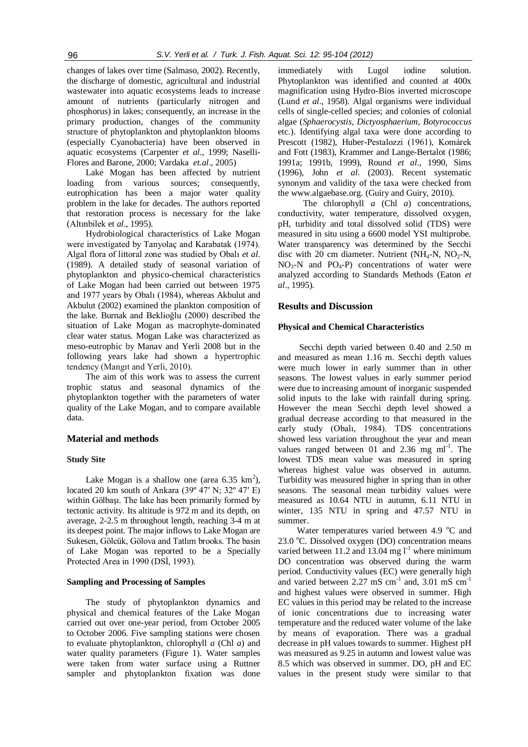changes of lakes over time (Salmaso, 2002). Recently, the discharge of domestic, agricultural and industrial wastewater into aquatic ecosystems leads to increase amount of nutrients (particularly nitrogen and phosphorus) in lakes; consequently, an increase in the primary production, changes of the community structure of phytoplankton and phytoplankton blooms (especially Cyanobacteria) have been observed in aquatic ecosystems (Carpenter *et al*., 1999; Naselli-Flores and Barone, 2000; Vardaka *et.al*., 2005)

Lake Mogan has been affected by nutrient loading from various sources; consequently, eutrophication has been a major water quality problem in the lake for decades. The authors reported that restoration process is necessary for the lake (Altınbilek et *al*., 1995).

Hydrobiological characteristics of Lake Mogan were investigated by Tanyolaç and Karabatak (1974). Algal flora of littoral zone was studied by Obalı *et al*. (1989). A detailed study of seasonal variation of phytoplankton and physico-chemical characteristics of Lake Mogan had been carried out between 1975 and 1977 years by Obalı (1984), whereas Akbulut and Akbulut (2002) examined the plankton composition of the lake. Burnak and Beklioğlu (2000) described the situation of Lake Mogan as macrophyte-dominated clear water status. Mogan Lake was characterized as meso-eutrophic by Manav and Yerli 2008 but in the following years lake had shown a hypertrophic tendency (Mangıt and Yerli, 2010).

The aim of this work was to assess the current trophic status and seasonal dynamics of the phytoplankton together with the parameters of water quality of the Lake Mogan, and to compare available data.

## Material and methods

### Study Site

Lake Mogan is a shallow one (area 6.35 $km^2$), located 20 km south of Ankara (39º 47′ N; 32º 47′ E) within Gölbaşı. The lake has been primarily formed by tectonic activity. Its altitude is 972 m and its depth, on average, 2-2.5 m throughout length, reaching 3-4 m at its deepest point. The major inflows to Lake Mogan are Sukesen, Gölcük, Gölova and Tatlım brooks. The basin of Lake Mogan was reported to be a Specially Protected Area in 1990 (DSİ, 1993).

### Sampling and Processing of Samples

The study of phytoplankton dynamics and physical and chemical features of the Lake Mogan carried out over one-year period, from October 2005 to October 2006. Five sampling stations were chosen to evaluate phytoplankton, chlorophyll *a* (Chl *a*) and water quality parameters (Figure 1). Water samples were taken from water surface using a Ruttner sampler and phytoplankton fixation was done immediately with Lugol iodine solution. Phytoplankton was identified and counted at 400x magnification using Hydro-Bios inverted microscope (Lund *et al*., 1958). Algal organisms were individual cells of single-celled species; and colonies of colonial algae (*Sphaerocystis, Dictyosphaerium, Botyrococcus* etc.). Identifying algal taxa were done according to Prescott (1982), Huber-Pestalozzi (1961), Komárek and Fott (1983), Krammer and Lange-Bertalot (1986; 1991a; 1991b, 1999), Round *et al*., 1990, Sims (1996), John *et al*. (2003). Recent systematic synonym and validity of the taxa were checked from the www.algaebase.org. (Guiry and Guiry, 2010).

The chlorophyll *a* (Chl *a*) concentrations, conductivity, water temperature, dissolved oxygen, pH, turbidity and total dissolved solid (TDS) were measured in situ using a 6600 model YSI multiprobe. Water transparency was determined by the Secchi disc with 20 cm diameter. Nutrient ($NH_4$-N, $NO_2$-N, $NO_3$-N and $PO_4$-P) concentrations of water were analyzed according to Standards Methods (Eaton *et al*., 1995).

## Results and Discussion

### Physical and Chemical Characteristics

Secchi depth varied between 0.40 and 2.50 m and measured as mean 1.16 m. Secchi depth values were much lower in early summer than in other seasons. The lowest values in early summer period were due to increasing amount of inorganic suspended solid inputs to the lake with rainfall during spring. However the mean Secchi depth level showed a gradual decrease according to that measured in the early study (Obalı, 1984). TDS concentrations showed less variation throughout the year and mean values ranged between 01 and 2.36 mg $ml^{-1}$. The lowest TDS mean value was measured in spring whereas highest value was observed in autumn. Turbidity was measured higher in spring than in other seasons. The seasonal mean turbidity values were measured as 10.64 NTU in autumn, 6.11 NTU in winter, 135 NTU in spring and 47.57 NTU in summer.

Water temperatures varied between 4.9 °C and 23.0 °C. Dissolved oxygen (DO) concentration means varied between 11.2 and 13.04 mg $l^{-1}$ where minimum DO concentration was observed during the warm period. Conductivity values (EC) were generally high and varied between 2.27 mS $cm^{-1}$ and, 3.01 mS $cm^{-1}$ and highest values were observed in summer. High EC values in this period may be related to the increase of ionic concentrations due to increasing water temperature and the reduced water volume of the lake by means of evaporation. There was a gradual decrease in pH values towards to summer. Highest pH was measured as 9.25 in autumn and lowest value was 8.5 which was observed in summer. DO, pH and EC values in the present study were similar to that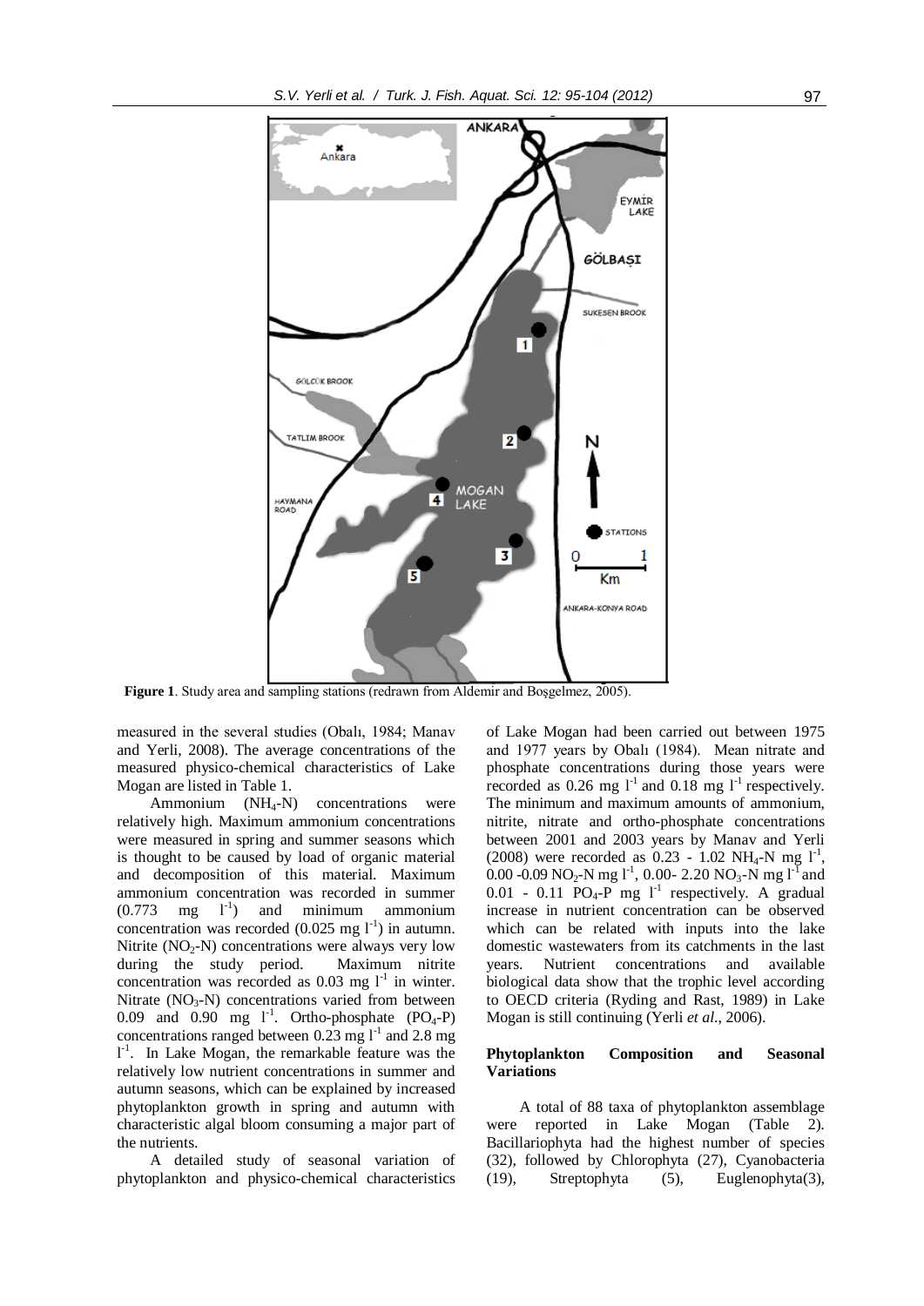**Figure 1**. Study area and sampling stations (redrawn from Aldemir and Boşgelmez, 2005).

measured in the several studies (Obalı, 1984; Manav and Yerli, 2008). The average concentrations of the measured physico-chemical characteristics of Lake Mogan are listed in Table 1.

Ammonium ($NH_4$-N) concentrations were relatively high. Maximum ammonium concentrations were measured in spring and summer seasons which is thought to be caused by load of organic material and decomposition of this material. Maximum ammonium concentration was recorded in summer (0.773 mg $l^{-1}$) and minimum ammonium concentration was recorded (0.025 mg $l^{-1}$) in autumn. Nitrite ($NO_2$-N) concentrations were always very low during the study period. Maximum nitrite concentration was recorded as 0.03 mg $l^{-1}$ in winter. Nitrate ($NO_3$-N) concentrations varied from between 0.09 and 0.90 mg $l^{-1}$. Ortho-phosphate ($PO_4$-P) concentrations ranged between 0.23 mg $l^{-1}$ and 2.8 mg $l^{-1}$. In Lake Mogan, the remarkable feature was the relatively low nutrient concentrations in summer and autumn seasons, which can be explained by increased phytoplankton growth in spring and autumn with characteristic algal bloom consuming a major part of the nutrients.

A detailed study of seasonal variation of phytoplankton and physico-chemical characteristics of Lake Mogan had been carried out between 1975 and 1977 years by Obalı (1984). Mean nitrate and phosphate concentrations during those years were recorded as 0.26 mg $l^{-1}$ and 0.18 mg $l^{-1}$ respectively. The minimum and maximum amounts of ammonium, nitrite, nitrate and ortho-phosphate concentrations between 2001 and 2003 years by Manav and Yerli (2008) were recorded as 0.23 - 1.02 $NH_4$-N mg $l^{-1}$, 0.00 -0.09 $NO_2$-N mg $l^{-1}$, 0.00- 2.20 $NO_3$-N mg $l^{-1}$ and 0.01 - 0.11 $PO_4$-P mg $l^{-1}$ respectively. A gradual increase in nutrient concentration can be observed which can be related with inputs into the lake domestic wastewaters from its catchments in the last years. Nutrient concentrations and available biological data show that the trophic level according to OECD criteria (Ryding and Rast, 1989) in Lake Mogan is still continuing (Yerli *et al*., 2006).

## Phytoplankton Composition and Seasonal Variations

A total of 88 taxa of phytoplankton assemblage were reported in Lake Mogan (Table 2). Bacillariophyta had the highest number of species (32), followed by Chlorophyta (27), Cyanobacteria (19), Streptophyta (5), Euglenophyta(3),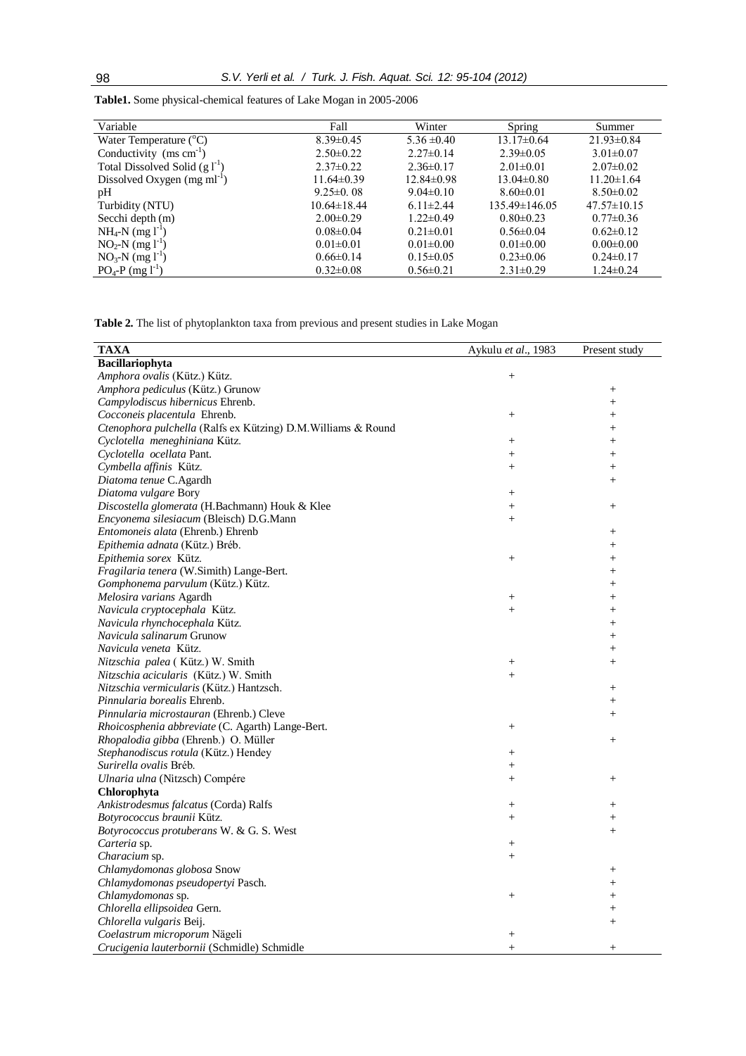**Table1.** Some physical-chemical features of Lake Mogan in 2005-2006

| Variable | Fall | Winter | Spring | Summer |
|---|---|---|---|---|
| Water Temperature ($^{o}$C) | 8.39±0.45 | 5.36 ±0.40 | 13.17±0.64 | 21.93±0.84 |
| Conductivity (ms $cm^{-1}$) | 2.50±0.22 | 2.27±0.14 | 2.39±0.05 | 3.01±0.07 |
| Total Dissolved Solid (g $l^{-1}$) | 2.37±0.22 | 2.36±0.17 | 2.01±0.01 | 2.07±0.02 |
| Dissolved Oxygen (mg $ml^{-1}$) | 11.64±0.39 | 12.84±0.98 | 13.04±0.80 | 11.20±1.64 |
| pH | 9.25±0. 08 | 9.04±0.10 | 8.60±0.01 | 8.50±0.02 |
| Turbidity (NTU) | 10.64±18.44 | 6.11±2.44 | 135.49±146.05 | 47.57±10.15 |
| Secchi depth (m) | 2.00±0.29 | 1.22±0.49 | 0.80±0.23 | 0.77±0.36 |
| $NH_4$-N (mg $l^{-1}$) | 0.08±0.04 | 0.21±0.01 | 0.56±0.04 | 0.62±0.12 |
| $NO_2$-N (mg $l^{-1}$) | 0.01±0.01 | 0.01±0.00 | 0.01±0.00 | 0.00±0.00 |
| $NO_3$-N (mg $l^{-1}$) | 0.66±0.14 | 0.15±0.05 | 0.23±0.06 | 0.24±0.17 |
| $PO_4$-P (mg $l^{-1}$) | 0.32±0.08 | 0.56±0.21 | 2.31±0.29 | 1.24±0.24 |

**Table 2.** The list of phytoplankton taxa from previous and present studies in Lake Mogan

| TAXA | Aykulu *et al*., 1983 | Present study |
|---|---|---|
| **Bacillariophyta** | | |
| *Amphora ovalis* (Kütz.) Kütz. | + | |
| *Amphora pediculus* (Kütz.) Grunow | | + |
| *Campylodiscus hibernicus* Ehrenb. | | + |
| *Cocconeis placentula* Ehrenb. | + | + |
| *Ctenophora pulchella* (Ralfs ex Kützing) D.M.Williams & Round | | + |
| *Cyclotella meneghiniana* Kütz. | + | + |
| *Cyclotella ocellata* Pant. | + | + |
| *Cymbella affinis* Kütz. | + | + |
| *Diatoma tenue* C.Agardh | | + |
| *Diatoma vulgare* Bory | + | |
| *Discostella glomerata* (H.Bachmann) Houk & Klee | + | + |
| *Encyonema silesiacum* (Bleisch) D.G.Mann | + | |
| *Entomoneis alata* (Ehrenb.) Ehrenb | | + |
| *Epithemia adnata* (Kütz.) Bréb. | | + |
| *Epithemia sorex* Kütz. | + | + |
| *Fragilaria tenera* (W.Simith) Lange-Bert. | | + |
| *Gomphonema parvulum* (Kütz.) Kütz. | | + |
| *Melosira varians* Agardh | + | + |
| *Navicula cryptocephala* Kütz. | + | + |
| *Navicula rhynchocephala* Kütz. | | + |
| *Navicula salinarum* Grunow | | + |
| *Navicula veneta* Kütz. | | + |
| *Nitzschia palea* ( Kütz.) W. Smith | + | + |
| *Nitzschia acicularis* (Kütz.) W. Smith | + | |
| *Nitzschia vermicularis* (Kütz.) Hantzsch. | | + |
| *Pinnularia borealis* Ehrenb. | | + |
| *Pinnularia microstauran* (Ehrenb.) Cleve | | + |
| *Rhoicosphenia abbreviate* (C. Agarth) Lange-Bert. | + | |
| *Rhopalodia gibba* (Ehrenb.) O. Müller | | + |
| *Stephanodiscus rotula* (Kütz.) Hendey | + | |
| *Surirella ovalis* Bréb. | + | |
| *Ulnaria ulna* (Nitzsch) Compére | + | + |
| **Chlorophyta** | | |
| *Ankistrodesmus falcatus* (Corda) Ralfs | + | + |
| *Botyrococcus braunii* Kütz. | + | + |
| *Botyrococcus protuberans* W. & G. S. West | | + |
| *Carteria* sp. | + | |
| *Characium* sp. | + | |
| *Chlamydomonas globosa* Snow | | + |
| *Chlamydomonas pseudopertyi* Pasch. | | + |
| *Chlamydomonas* sp. | + | + |
| *Chlorella ellipsoidea* Gern. | | + |
| *Chlorella vulgaris* Beij. | | + |
| *Coelastrum microporum* Nägeli | + | |
| *Crucigenia lauterbornii* (Schmidle) Schmidle | + | + |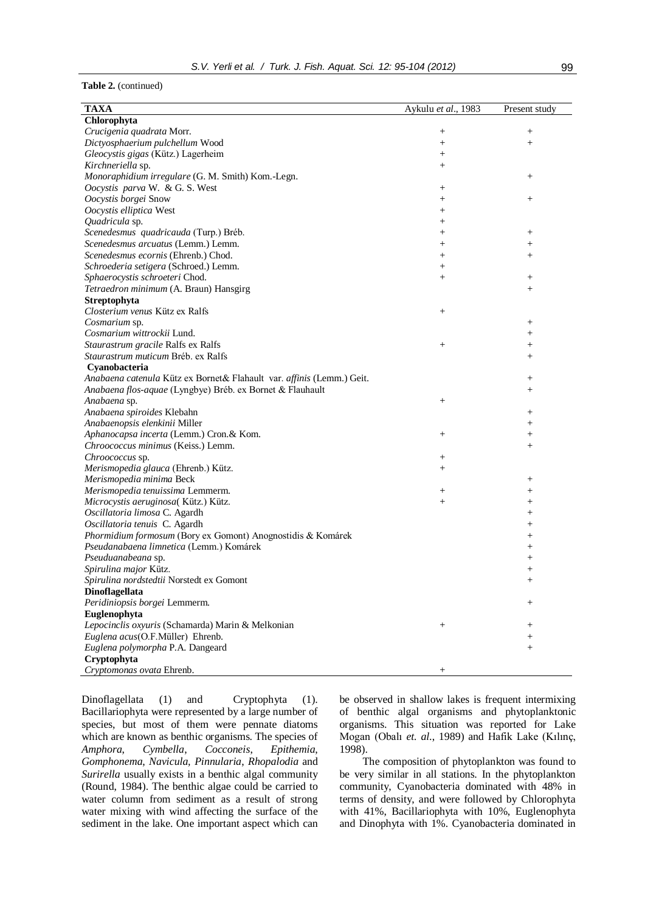**Table 2.** (continued)

| TAXA | Aykulu *et al*., 1983 | Present study |
|---|---|---|
| **Chlorophyta** | | |
| *Crucigenia quadrata* Morr. | + | + |
| *Dictyosphaerium pulchellum* Wood | + | + |
| *Gleocystis gigas* (Kütz.) Lagerheim | + | |
| *Kirchneriella* sp. | + | |
| *Monoraphidium irregulare* (G. M. Smith) Kom.-Legn. | | + |
| *Oocystis parva* W. & G. S. West | + | |
| *Oocystis borgei* Snow | + | + |
| *Oocystis elliptica* West | + | |
| *Quadricula* sp. | + | |
| *Scenedesmus quadricauda* (Turp.) Bréb. | + | + |
| *Scenedesmus arcuatus* (Lemm.) Lemm. | + | + |
| *Scenedesmus ecornis* (Ehrenb.) Chod. | + | + |
| *Schroederia setigera* (Schroed.) Lemm. | + | |
| *Sphaerocystis schroeteri* Chod. | + | + |
| *Tetraedron minimum* (A. Braun) Hansgirg | | + |
| **Streptophyta** | | |
| *Closterium venus* Kütz ex Ralfs | + | |
| *Cosmarium* sp. | | + |
| *Cosmarium wittrockii* Lund. | | + |
| *Staurastrum gracile* Ralfs ex Ralfs | + | + |
| *Staurastrum muticum* Bréb. ex Ralfs | | + |
| **Cyanobacteria** | | |
| *Anabaena catenula* Kütz ex Bornet& Flahault var. *affinis* (Lemm.) Geit. | | + |
| *Anabaena flos-aquae* (Lyngbye) Bréb. ex Bornet & Flauhault | | + |
| *Anabaena* sp. | + | |
| *Anabaena spiroides* Klebahn | | + |
| *Anabaenopsis elenkinii* Miller | | + |
| *Aphanocapsa incerta* (Lemm.) Cron.& Kom. | + | + |
| *Chroococcus minimus* (Keiss.) Lemm. | | + |
| *Chroococcus* sp. | + | |
| *Merismopedia glauca* (Ehrenb.) Kütz. | + | |
| *Merismopedia minima* Beck | | + |
| *Merismopedia tenuissima* Lemmerm. | + | + |
| *Microcystis aeruginosa*( Kütz.) Kütz. | + | + |
| *Oscillatoria limosa* C. Agardh | | + |
| *Oscillatoria tenuis* C. Agardh | | + |
| *Phormidium formosum* (Bory ex Gomont) Anognostidis & Komárek | | + |
| *Pseudanabaena limnetica* (Lemm.) Komárek | | + |
| *Pseuduanabeana* sp. | | + |
| *Spirulina major* Kütz. | | + |
| *Spirulina nordstedtii* Norstedt ex Gomont | | + |
| **Dinoflagellata** | | |
| *Peridiniopsis borgei* Lemmerm. | | + |
| **Euglenophyta** | | |
| *Lepocinclis oxyuris* (Schamarda) Marin & Melkonian | + | + |
| *Euglena acus*(O.F.Müller) Ehrenb. | | + |
| *Euglena polymorpha* P.A. Dangeard | | + |
| **Cryptophyta** | | |
| *Cryptomonas ovata* Ehrenb. | + | |

Dinoflagellata (1) and Cryptophyta (1). Bacillariophyta were represented by a large number of species, but most of them were pennate diatoms which are known as benthic organisms. The species of *Amphora*, *Cymbella*, *Cocconeis*, *Epithemia*, *Gomphonema*, *Navicula*, *Pinnularia*, *Rhopalodia* and *Surirella* usually exists in a benthic algal community (Round, 1984). The benthic algae could be carried to water column from sediment as a result of strong water mixing with wind affecting the surface of the sediment in the lake. One important aspect which can be observed in shallow lakes is frequent intermixing of benthic algal organisms and phytoplanktonic organisms. This situation was reported for Lake Mogan (Obalı *et. al.*, 1989) and Hafik Lake (Kılınç, 1998).

The composition of phytoplankton was found to be very similar in all stations. In the phytoplankton community, Cyanobacteria dominated with 48% in terms of density, and were followed by Chlorophyta with 41%, Bacillariophyta with 10%, Euglenophyta and Dinophyta with 1%. Cyanobacteria dominated in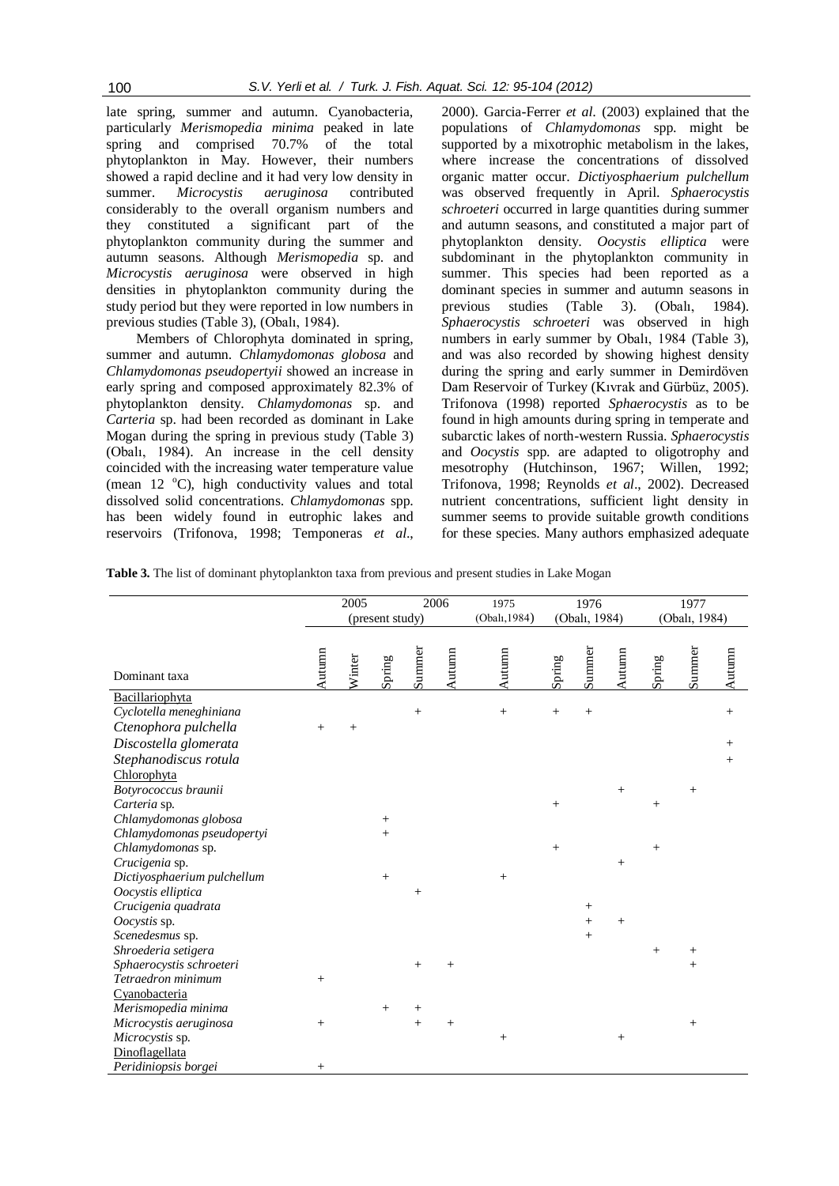late spring, summer and autumn. Cyanobacteria, particularly *Merismopedia minima* peaked in late spring and comprised 70.7% of the total phytoplankton in May. However, their numbers showed a rapid decline and it had very low density in summer. *Microcystis aeruginosa* contributed considerably to the overall organism numbers and they constituted a significant part of the phytoplankton community during the summer and autumn seasons. Although *Merismopedia* sp. and *Microcystis aeruginosa* were observed in high densities in phytoplankton community during the study period but they were reported in low numbers in previous studies (Table 3), (Obalı, 1984).

Members of Chlorophyta dominated in spring, summer and autumn. *Chlamydomonas globosa* and *Chlamydomonas pseudopertyii* showed an increase in early spring and composed approximately 82.3% of phytoplankton density. *Chlamydomonas* sp. and *Carteria* sp. had been recorded as dominant in Lake Mogan during the spring in previous study (Table 3) (Obalı, 1984). An increase in the cell density coincided with the increasing water temperature value (mean 12 $^{o}$C), high conductivity values and total dissolved solid concentrations. *Chlamydomonas* spp. has been widely found in eutrophic lakes and reservoirs (Trifonova, 1998; Temponeras *et al*., 2000). Garcia-Ferrer *et al*. (2003) explained that the populations of *Chlamydomonas* spp. might be supported by a mixotrophic metabolism in the lakes, where increase the concentrations of dissolved organic matter occur. *Dictiyosphaerium pulchellum* was observed frequently in April. *Sphaerocystis schroeteri* occurred in large quantities during summer and autumn seasons, and constituted a major part of phytoplankton density. *Oocystis elliptica* were subdominant in the phytoplankton community in summer. This species had been reported as a dominant species in summer and autumn seasons in previous studies (Table 3). (Obalı, 1984). *Sphaerocystis schroeteri* was observed in high numbers in early summer by Obalı, 1984 (Table 3), and was also recorded by showing highest density during the spring and early summer in Demirdöven Dam Reservoir of Turkey (Kıvrak and Gürbüz, 2005). Trifonova (1998) reported *Sphaerocystis* as to be found in high amounts during spring in temperate and subarctic lakes of north-western Russia. *Sphaerocystis* and *Oocystis* spp. are adapted to oligotrophy and mesotrophy (Hutchinson, 1967; Willen, 1992; Trifonova, 1998; Reynolds *et al*., 2002). Decreased nutrient concentrations, sufficient light density in summer seems to provide suitable growth conditions for these species. Many authors emphasized adequate

**Table 3.** The list of dominant phytoplankton taxa from previous and present studies in Lake Mogan

| | 2005 (present study) | 2006 | | | | 1975 (Obalı, 1984) | 1976 (Obalı, 1984) | | | 1977 (Obalı, 1984) | | |
|---|---|---|---|---|---|---|---|---|---|---|---|---|
| Dominant taxa | Autumn | Winter | Spring | Summer | Autumn | Autumn | Spring | Summer | Autumn | Spring | Summer | Autumn |
| Bacillariophyta | | | | | | | | | | | | |
| *Cyclotella meneghiniana* | | | | + | | + | + | + | | | | + |
| *Ctenophora pulchella* | + | + | | | | | | | | | | |
| *Discostella glomerata* | | | | | | | | | | | | + |
| *Stephanodiscus rotula* | | | | | | | | | | | | + |
| Chlorophyta | | | | | | | | | | | | |
| *Botyrococcus braunii* | | | | | | | | | + | | + | |
| *Carteria* sp. | | | | | | | + | | | + | | |
| *Chlamydomonas globosa* | | | + | | | | | | | | | |
| *Chlamydomonas pseudopertyii* | | | + | | | | | | | | | |
| *Chlamydomonas* sp. | | | | | | | + | | | + | | |
| *Crucigenia* sp. | | | | | | | | | + | | | |
| *Dictiyosphaerium pulchellum* | | | + | | | + | | | | | | |
| *Oocystis elliptica* | | | | + | | | | | | | | |
| *Crucigenia quadrata* | | | | | | | | + | | | | |
| *Oocystis* sp. | | | | | | | | + | + | | | |
| *Scenedesmus* sp. | | | | | | | | + | | | | |
| *Shroederia setigera* | | | | | | | | | | + | + | |
| *Sphaerocystis schroeteri* | | | | + | + | | | | | | + | |
| *Tetraedron minimum* | + | | | | | | | | | | | |
| Cyanobacteria | | | | | | | | | | | | |
| *Merismopedia minima* | | | + | + | | | | | | | | |
| *Microcystis aeruginosa* | + | | | + | + | | | | | | + | |
| *Microcystis* sp. | | | | | | + | | | + | | | |
| Dinoflagellata | | | | | | | | | | | | |
| *Peridiniopsis borgei* | + | | | | | | | | | | | |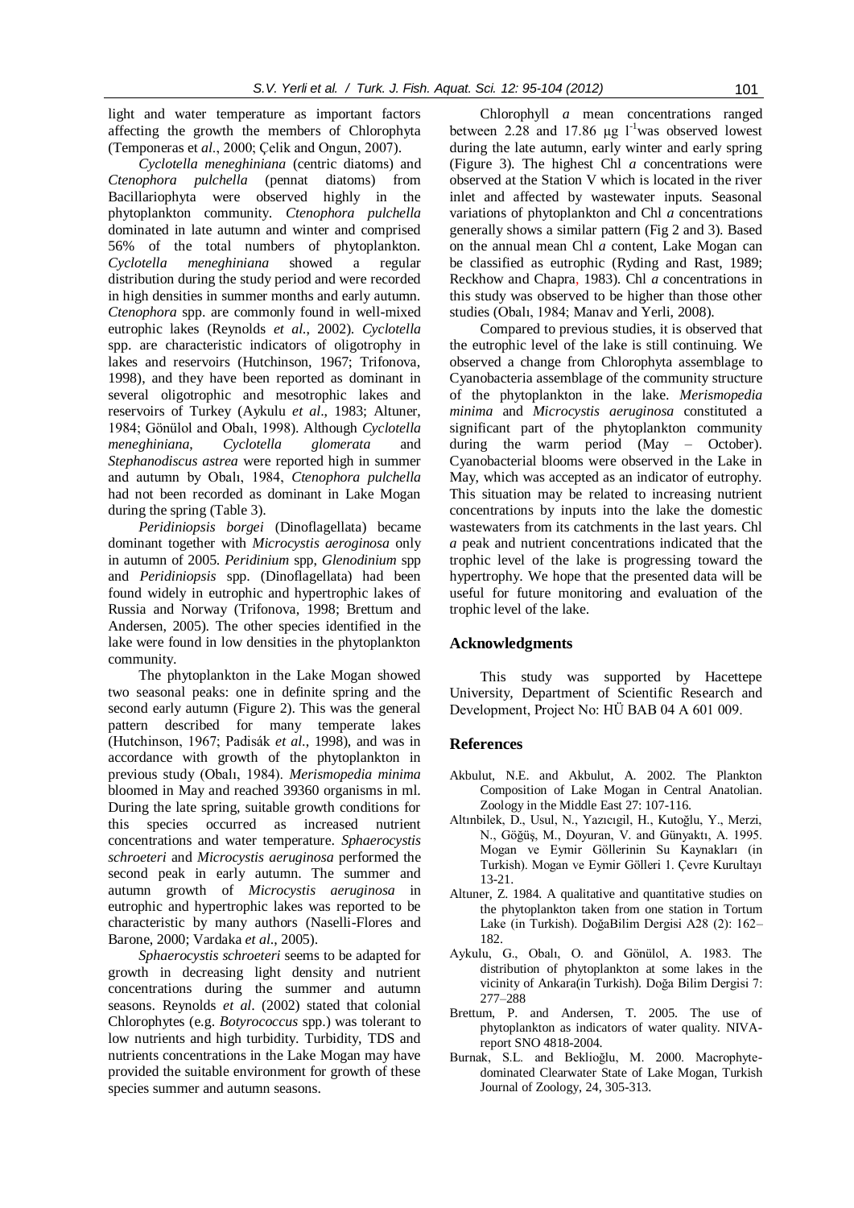light and water temperature as important factors affecting the growth the members of Chlorophyta (Temponeras et *al*., 2000; Çelik and Ongun, 2007).

*Cyclotella meneghiniana* (centric diatoms) and *Ctenophora pulchella* (pennat diatoms) from Bacillariophyta were observed highly in the phytoplankton community. *Ctenophora pulchella* dominated in late autumn and winter and comprised 56% of the total numbers of phytoplankton. *Cyclotella meneghiniana* showed a regular distribution during the study period and were recorded in high densities in summer months and early autumn. *Ctenophora* spp. are commonly found in well-mixed eutrophic lakes (Reynolds *et al*., 2002). *Cyclotella* spp. are characteristic indicators of oligotrophy in lakes and reservoirs (Hutchinson, 1967; Trifonova, 1998), and they have been reported as dominant in several oligotrophic and mesotrophic lakes and reservoirs of Turkey (Aykulu *et al*., 1983; Altuner, 1984; Gönülol and Obalı, 1998). Although *Cyclotella meneghiniana*, *Cyclotella glomerata* and *Stephanodiscus astrea* were reported high in summer and autumn by Obalı, 1984, *Ctenophora pulchella* had not been recorded as dominant in Lake Mogan during the spring (Table 3).

*Peridiniopsis borgei* (Dinoflagellata) became dominant together with *Microcystis aeroginosa* only in autumn of 2005. *Peridinium* spp, *Glenodinium* spp and *Peridiniopsis* spp. (Dinoflagellata) had been found widely in eutrophic and hypertrophic lakes of Russia and Norway (Trifonova, 1998; Brettum and Andersen, 2005). The other species identified in the lake were found in low densities in the phytoplankton community.

The phytoplankton in the Lake Mogan showed two seasonal peaks: one in definite spring and the second early autumn (Figure 2). This was the general pattern described for many temperate lakes (Hutchinson, 1967; Padisák *et al*., 1998), and was in accordance with growth of the phytoplankton in previous study (Obalı, 1984). *Merismopedia minima* bloomed in May and reached 39360 organisms in ml. During the late spring, suitable growth conditions for this species occurred as increased nutrient concentrations and water temperature. *Sphaerocystis schroeteri* and *Microcystis aeruginosa* performed the second peak in early autumn. The summer and autumn growth of *Microcystis aeruginosa* in eutrophic and hypertrophic lakes was reported to be characteristic by many authors (Naselli-Flores and Barone, 2000; Vardaka *et al*., 2005).

*Sphaerocystis schroeteri* seems to be adapted for growth in decreasing light density and nutrient concentrations during the summer and autumn seasons. Reynolds *et al*. (2002) stated that colonial Chlorophytes (e.g. *Botyrococcus* spp.) was tolerant to low nutrients and high turbidity. Turbidity, TDS and nutrients concentrations in the Lake Mogan may have provided the suitable environment for growth of these species summer and autumn seasons.

Chlorophyll *a* mean concentrations ranged between 2.28 and 17.86 µg $l^{-1}$was observed lowest during the late autumn, early winter and early spring (Figure 3). The highest Chl *a* concentrations were observed at the Station V which is located in the river inlet and affected by wastewater inputs. Seasonal variations of phytoplankton and Chl *a* concentrations generally shows a similar pattern (Fig 2 and 3). Based on the annual mean Chl *a* content, Lake Mogan can be classified as eutrophic (Ryding and Rast, 1989; Reckhow and Chapra, 1983). Chl *a* concentrations in this study was observed to be higher than those other studies (Obalı, 1984; Manav and Yerli, 2008).

Compared to previous studies, it is observed that the eutrophic level of the lake is still continuing. We observed a change from Chlorophyta assemblage to Cyanobacteria assemblage of the community structure of the phytoplankton in the lake. *Merismopedia minima* and *Microcystis aeruginosa* constituted a significant part of the phytoplankton community during the warm period (May – October). Cyanobacterial blooms were observed in the Lake in May, which was accepted as an indicator of eutrophy. This situation may be related to increasing nutrient concentrations by inputs into the lake the domestic wastewaters from its catchments in the last years. Chl *a* peak and nutrient concentrations indicated that the trophic level of the lake is progressing toward the hypertrophy. We hope that the presented data will be useful for future monitoring and evaluation of the trophic level of the lake.

## Acknowledgments

This study was supported by Hacettepe University, Department of Scientific Research and Development, Project No: HÜ BAB 04 A 601 009.

## References

- Akbulut, N.E. and Akbulut, A. 2002. The Plankton Composition of Lake Mogan in Central Anatolian. Zoology in the Middle East 27: 107-116.
- Altınbilek, D., Usul, N., Yazıcıgil, H., Kutoğlu, Y., Merzi, N., Göğüş, M., Doyuran, V. and Günyaktı, A. 1995. Mogan ve Eymir Göllerinin Su Kaynakları (in Turkish). Mogan ve Eymir Gölleri 1. Çevre Kurultayı 13-21.
- Altuner, Z. 1984. A qualitative and quantitative studies on the phytoplankton taken from one station in Tortum Lake (in Turkish). DoğaBilim Dergisi A28 (2): 162–182.
- Aykulu, G., Obalı, O. and Gönülol, A. 1983. The distribution of phytoplankton at some lakes in the vicinity of Ankara(in Turkish). Doğa Bilim Dergisi 7: 277–288
- Brettum, P. and Andersen, T. 2005. The use of phytoplankton as indicators of water quality. NIVA-report SNO 4818-2004.
- Burnak, S.L. and Beklioğlu, M. 2000. Macrophyte-dominated Clearwater State of Lake Mogan, Turkish Journal of Zoology, 24, 305-313.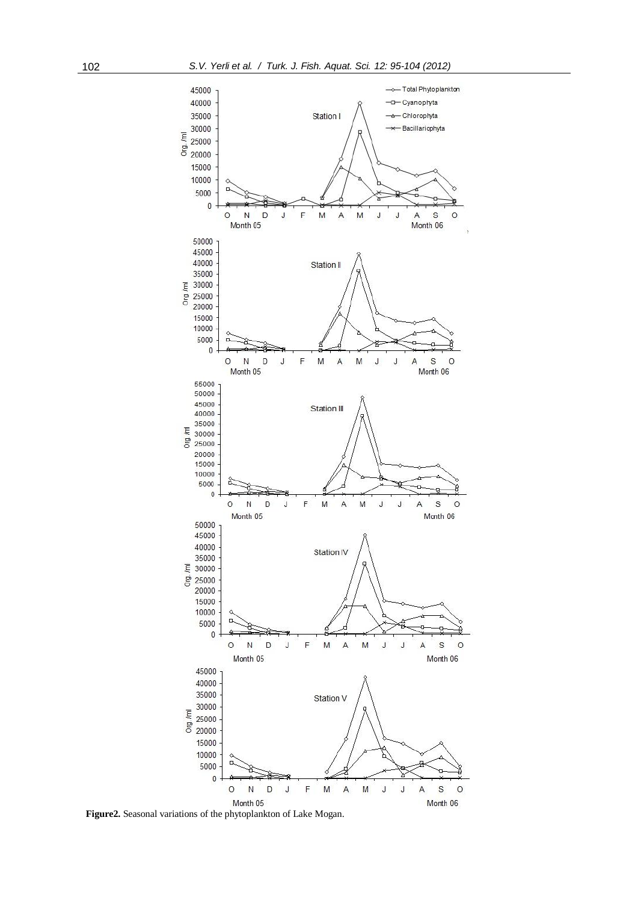**Figure2.** Seasonal variations of the phytoplankton of Lake Mogan.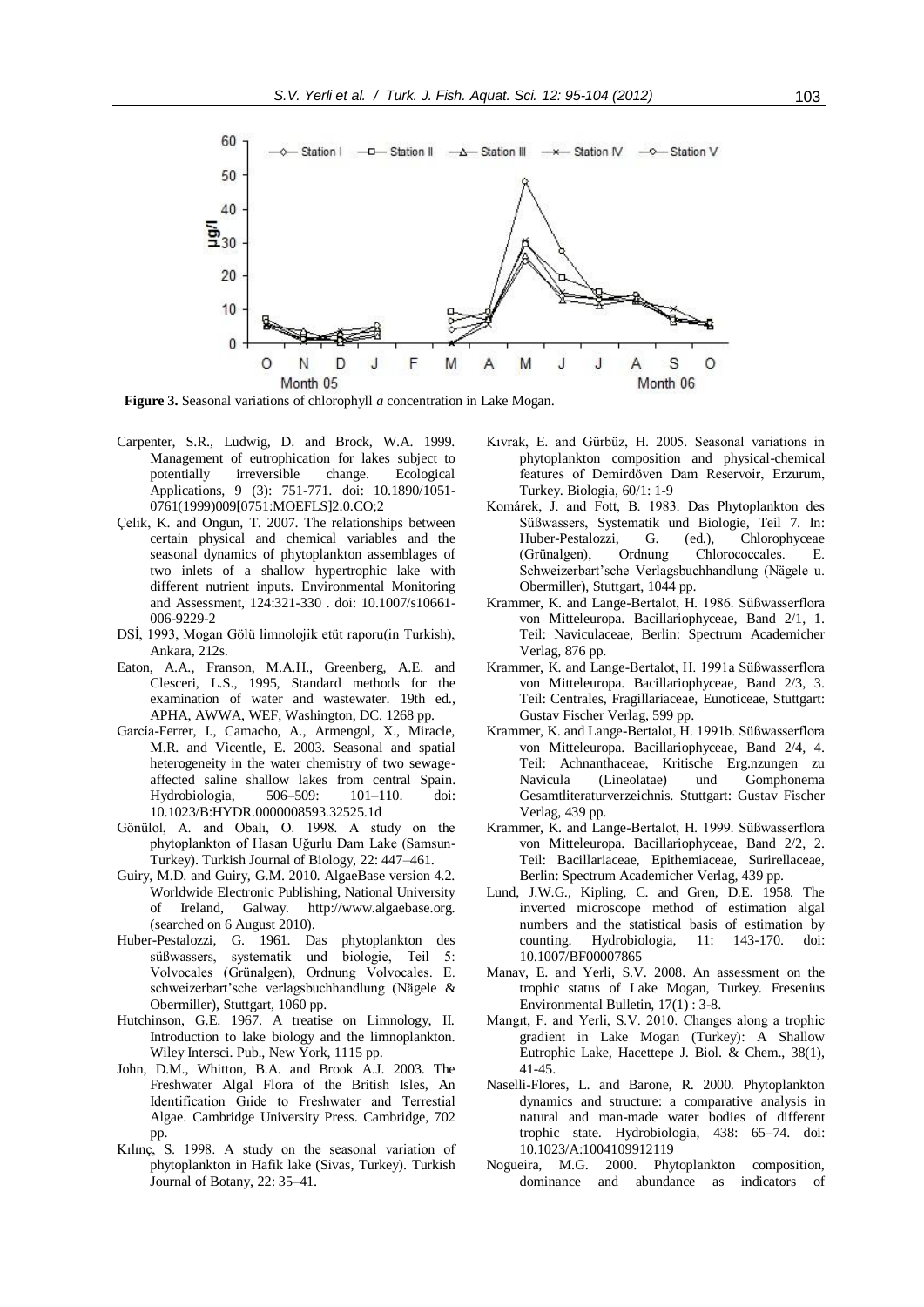**Figure 3.** Seasonal variations of chlorophyll *a* concentration in Lake Mogan.

Carpenter, S.R., Ludwig, D. and Brock, W.A. 1999. Management of eutrophication for lakes subject to potentially irreversible change. Ecological Applications, 9 (3): 751-771. doi: 10.1890/1051-0761(1999)009[0751:MOEFLS]2.0.CO;2

Çelik, K. and Ongun, T. 2007. The relationships between certain physical and chemical variables and the seasonal dynamics of phytoplankton assemblages of two inlets of a shallow hypertrophic lake with different nutrient inputs. Environmental Monitoring and Assessment, 124:321-330 . doi: 10.1007/s10661-006-9229-2

DSİ, 1993, Mogan Gölü limnolojik etüt raporu(in Turkish), Ankara, 212s.

Eaton, A.A., Franson, M.A.H., Greenberg, A.E. and Clesceri, L.S., 1995, Standard methods for the examination of water and wastewater. 19th ed., APHA, AWWA, WEF, Washington, DC. 1268 pp.

García-Ferrer, I., Camacho, A., Armengol, X., Miracle, M.R. and Vicentle, E. 2003. Seasonal and spatial heterogeneity in the water chemistry of two sewage-affected saline shallow lakes from central Spain. Hydrobiologia, 506–509: 101–110. doi: 10.1023/B:HYDR.0000008593.32525.1d

Gönülol, A. and Obalı, O. 1998. A study on the phytoplankton of Hasan Uğurlu Dam Lake (Samsun-Turkey). Turkish Journal of Biology, 22: 447–461.

Guiry, M.D. and Guiry, G.M. 2010. AlgaeBase version 4.2. Worldwide Electronic Publishing, National University of Ireland, Galway. http://www.algaebase.org. (searched on 6 August 2010).

Huber-Pestalozzi, G. 1961. Das phytoplankton des süßwassers, systematik und biologie, Teil 5: Volvocales (Grünalgen), Ordnung Volvocales. E. schweizerbart'sche verlagsbuchhandlung (Nägele & Obermiller), Stuttgart, 1060 pp.

Hutchinson, G.E. 1967. A treatise on Limnology, II. Introduction to lake biology and the limnoplankton. Wiley Intersci. Pub., New York, 1115 pp.

John, D.M., Whitton, B.A. and Brook A.J. 2003. The Freshwater Algal Flora of the British Isles, An Identification Gıide to Freshwater and Terrestial Algae. Cambridge University Press. Cambridge, 702 pp.

Kılınç, S. 1998. A study on the seasonal variation of phytoplankton in Hafik lake (Sivas, Turkey). Turkish Journal of Botany, 22: 35–41.

Kıvrak, E. and Gürbüz, H. 2005. Seasonal variations in phytoplankton composition and physical-chemical features of Demirdöven Dam Reservoir, Erzurum, Turkey. Biologia, 60/1: 1-9

Komárek, J. and Fott, B. 1983. Das Phytoplankton des Süßwassers, Systematik und Biologie, Teil 7. In: Huber-Pestalozzi, G. (ed.), Chlorophyceae (Grünalgen), Ordnung Chlorococcales. E. Schweizerbart'sche Verlagsbuchhandlung (Nägele u. Obermiller), Stuttgart, 1044 pp.

Krammer, K. and Lange-Bertalot, H. 1986. Süßwasserflora von Mitteleuropa. Bacillariophyceae, Band 2/1, 1. Teil: Naviculaceae, Berlin: Spectrum Academicher Verlag, 876 pp.

Krammer, K. and Lange-Bertalot, H. 1991a Süßwasserflora von Mitteleuropa. Bacillariophyceae, Band 2/3, 3. Teil: Centrales, Fragillariaceae, Eunoticeae, Stuttgart: Gustav Fischer Verlag, 599 pp.

Krammer, K. and Lange-Bertalot, H. 1991b. Süßwasserflora von Mitteleuropa. Bacillariophyceae, Band 2/4, 4. Teil: Achnanthaceae, Kritische Erg.nzungen zu Navicula (Lineolatae) und Gomphonema Gesamtliteraturverzeichnis. Stuttgart: Gustav Fischer Verlag, 439 pp.

Krammer, K. and Lange-Bertalot, H. 1999. Süßwasserflora von Mitteleuropa. Bacillariophyceae, Band 2/2, 2. Teil: Bacillariaceae, Epithemiaceae, Surirellaceae, Berlin: Spectrum Academicher Verlag, 439 pp.

Lund, J.W.G., Kipling, C. and Gren, D.E. 1958. The inverted microscope method of estimation algal numbers and the statistical basis of estimation by counting. Hydrobiologia, 11: 143-170. doi: 10.1007/BF00007865

Manav, E. and Yerli, S.V. 2008. An assessment on the trophic status of Lake Mogan, Turkey. Fresenius Environmental Bulletin, 17(1) : 3-8.

Mangıt, F. and Yerli, S.V. 2010. Changes along a trophic gradient in Lake Mogan (Turkey): A Shallow Eutrophic Lake, Hacettepe J. Biol. & Chem., 38(1), 41-45.

Naselli-Flores, L. and Barone, R. 2000. Phytoplankton dynamics and structure: a comparative analysis in natural and man-made water bodies of different trophic state. Hydrobiologia, 438: 65–74. doi: 10.1023/A:1004109912119

Nogueira, M.G. 2000. Phytoplankton composition, dominance and abundance as indicators of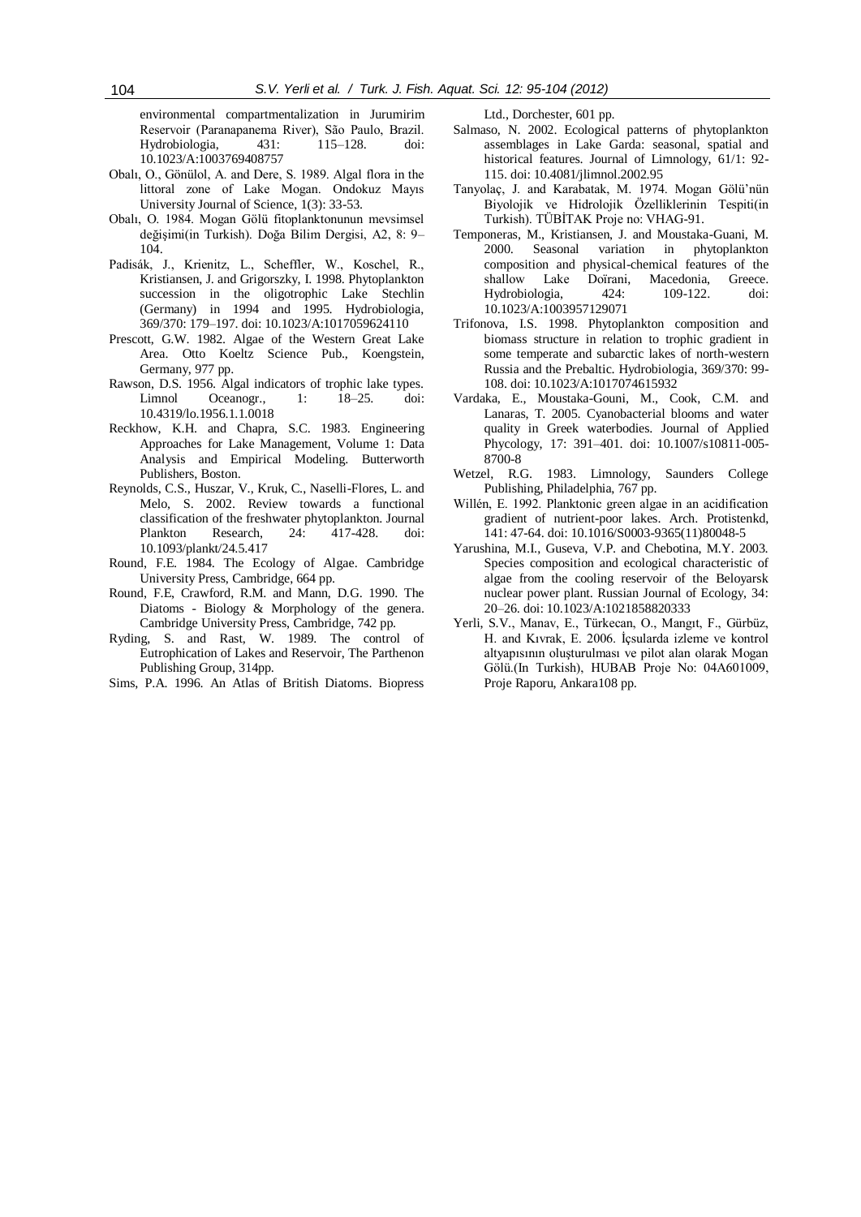environmental compartmentalization in Jurumirim Reservoir (Paranapanema River), São Paulo, Brazil. Hydrobiologia, 431: 115–128. doi: 10.1023/A:1003769408757

Obalı, O., Gönülol, A. and Dere, S. 1989. Algal flora in the littoral zone of Lake Mogan. Ondokuz Mayıs University Journal of Science, 1(3): 33-53.

Obalı, O. 1984. Mogan Gölü fitoplanktonunun mevsimsel değişimi(in Turkish). Doğa Bilim Dergisi, A2, 8: 9–104.

Padisák, J., Krienitz, L., Scheffler, W., Koschel, R., Kristiansen, J. and Grigorszky, I. 1998. Phytoplankton succession in the oligotrophic Lake Stechlin (Germany) in 1994 and 1995. Hydrobiologia, 369/370: 179–197. doi: 10.1023/A:1017059624110

Prescott, G.W. 1982. Algae of the Western Great Lake Area. Otto Koeltz Science Pub., Koengstein, Germany, 977 pp.

Rawson, D.S. 1956. Algal indicators of trophic lake types. Limnol Oceanogr., 1: 18–25. doi: 10.4319/lo.1956.1.1.0018

Reckhow, K.H. and Chapra, S.C. 1983. Engineering Approaches for Lake Management, Volume 1: Data Analysis and Empirical Modeling. Butterworth Publishers, Boston.

Reynolds, C.S., Huszar, V., Kruk, C., Naselli-Flores, L. and Melo, S. 2002. Review towards a functional classification of the freshwater phytoplankton. Journal Plankton Research, 24: 417-428. doi: 10.1093/plankt/24.5.417

Round, F.E. 1984. The Ecology of Algae. Cambridge University Press, Cambridge, 664 pp.

Round, F.E, Crawford, R.M. and Mann, D.G. 1990. The Diatoms - Biology & Morphology of the genera. Cambridge University Press, Cambridge, 742 pp.

Ryding, S. and Rast, W. 1989. The control of Eutrophication of Lakes and Reservoir, The Parthenon Publishing Group, 314pp.

Sims, P.A. 1996. An Atlas of British Diatoms. Biopress Ltd., Dorchester, 601 pp.

Salmaso, N. 2002. Ecological patterns of phytoplankton assemblages in Lake Garda: seasonal, spatial and historical features. Journal of Limnology, 61/1: 92-115. doi: 10.4081/jlimnol.2002.95

Tanyolaç, J. and Karabatak, M. 1974. Mogan Gölü'nün Biyolojik ve Hidrolojik Özelliklerinin Tespiti(in Turkish). TÜBİTAK Proje no: VHAG-91.

Temponeras, M., Kristiansen, J. and Moustaka-Guani, M. 2000. Seasonal variation in phytoplankton composition and physical-chemical features of the shallow Lake Doïrani, Macedonia, Greece. Hydrobiologia, 424: 109-122. doi: 10.1023/A:1003957129071

Trifonova, I.S. 1998. Phytoplankton composition and biomass structure in relation to trophic gradient in some temperate and subarctic lakes of north-western Russia and the Prebaltic. Hydrobiologia, 369/370: 99-108. doi: 10.1023/A:1017074615932

Vardaka, E., Moustaka-Gouni, M., Cook, C.M. and Lanaras, T. 2005. Cyanobacterial blooms and water quality in Greek waterbodies. Journal of Applied Phycology, 17: 391–401. doi: 10.1007/s10811-005-8700-8

Wetzel, R.G. 1983. Limnology, Saunders College Publishing, Philadelphia, 767 pp.

Willén, E. 1992. Planktonic green algae in an acidification gradient of nutrient-poor lakes. Arch. Protistenkd, 141: 47-64. doi: 10.1016/S0003-9365(11)80048-5

Yarushina, M.I., Guseva, V.P. and Chebotina, M.Y. 2003. Species composition and ecological characteristic of algae from the cooling reservoir of the Beloyarsk nuclear power plant. Russian Journal of Ecology, 34: 20–26. doi: 10.1023/A:1021858820333

Yerli, S.V., Manav, E., Türkecan, O., Mangıt, F., Gürbüz, H. and Kıvrak, E. 2006. İçsularda izleme ve kontrol altyapısının oluşturulması ve pilot alan olarak Mogan Gölü.(In Turkish), HUBAB Proje No: 04A601009, Proje Raporu, Ankara108 pp.